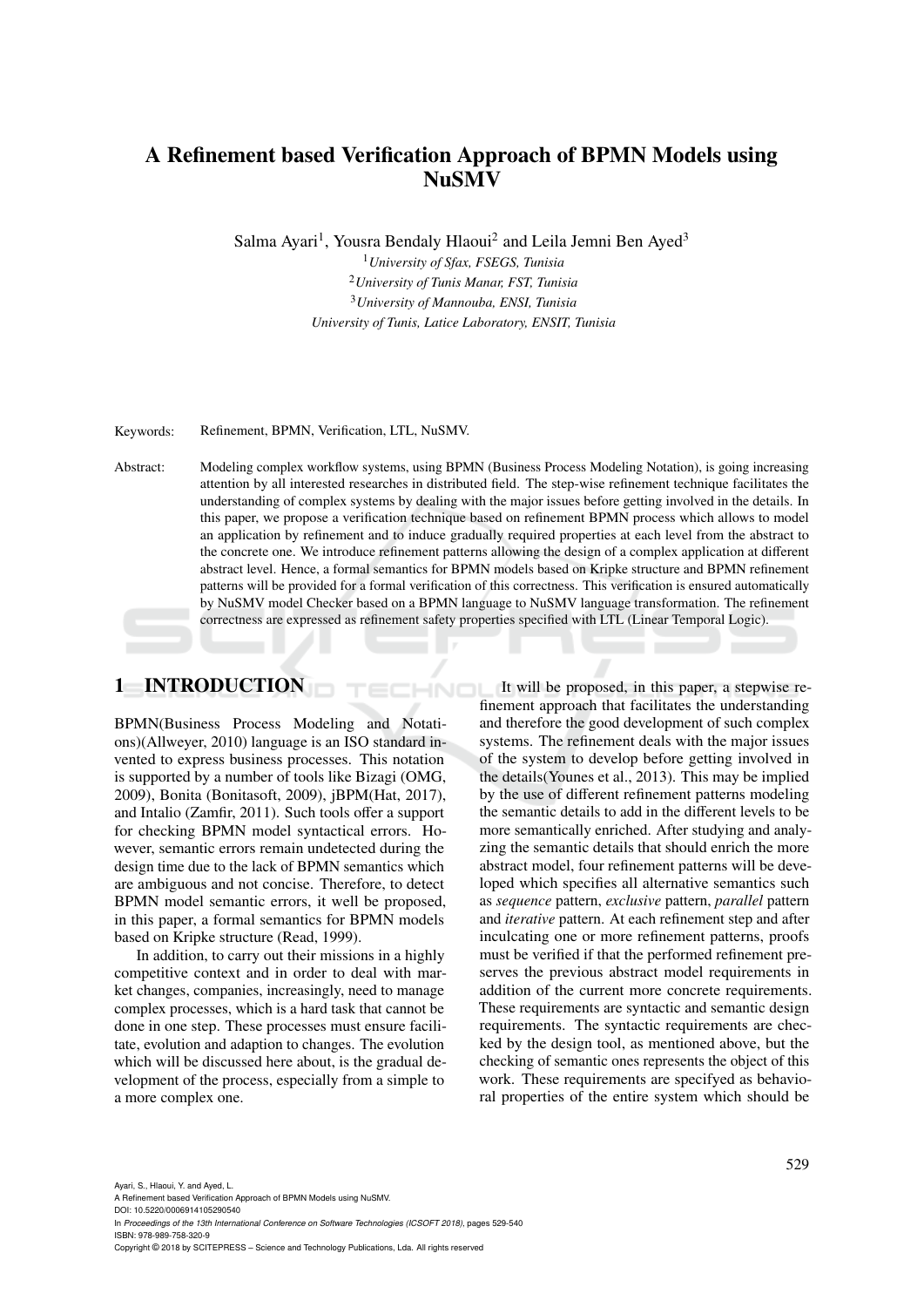# A Refinement based Verification Approach of BPMN Models using NuSMV

Salma Ayari[1], Yousra Bendaly Hlaoui[2] and Leila Jemni Ben Ayed[3]

[1] *University of Sfax, FSEGS, Tunisia*
[2] *University of Tunis Manar, FST, Tunisia*
[3] *University of Mannouba, ENSI, Tunisia*
*University of Tunis, Latice Laboratory, ENSIT, Tunisia*

Keywords: Refinement, BPMN, Verification, LTL, NuSMV.

Abstract: Modeling complex workflow systems, using BPMN (Business Process Modeling Notation), is going increasing attention by all interested researches in distributed field. The step-wise refinement technique facilitates the understanding of complex systems by dealing with the major issues before getting involved in the details. In this paper, we propose a verification technique based on refinement BPMN process which allows to model an application by refinement and to induce gradually required properties at each level from the abstract to the concrete one. We introduce refinement patterns allowing the design of a complex application at different abstract level. Hence, a formal semantics for BPMN models based on Kripke structure and BPMN refinement patterns will be provided for a formal verification of this correctness. This verification is ensured automatically by NuSMV model Checker based on a BPMN language to NuSMV language transformation. The refinement correctness are expressed as refinement safety properties specified with LTL (Linear Temporal Logic).

## 1 INTRODUCTION

BPMN(Business Process Modeling and Notations)(Allweyer, 2010) language is an ISO standard invented to express business processes. This notation is supported by a number of tools like Bizagi (OMG, 2009), Bonita (Bonitasoft, 2009), jBPM(Hat, 2017), and Intalio (Zamfir, 2011). Such tools offer a support for checking BPMN model syntactical errors. However, semantic errors remain undetected during the design time due to the lack of BPMN semantics which are ambiguous and not concise. Therefore, to detect BPMN model semantic errors, it well be proposed, in this paper, a formal semantics for BPMN models based on Kripke structure (Read, 1999).

In addition, to carry out their missions in a highly competitive context and in order to deal with market changes, companies, increasingly, need to manage complex processes, which is a hard task that cannot be done in one step. These processes must ensure facilitate, evolution and adaption to changes. The evolution which will be discussed here about, is the gradual development of the process, especially from a simple to a more complex one.

It will be proposed, in this paper, a stepwise refinement approach that facilitates the understanding and therefore the good development of such complex systems. The refinement deals with the major issues of the system to develop before getting involved in the details(Younes et al., 2013). This may be implied by the use of different refinement patterns modeling the semantic details to add in the different levels to be more semantically enriched. After studying and analyzing the semantic details that should enrich the more abstract model, four refinement patterns will be developed which specifies all alternative semantics such as *sequence* pattern, *exclusive* pattern, *parallel* pattern and *iterative* pattern. At each refinement step and after inculcating one or more refinement patterns, proofs must be verified if that the performed refinement preserves the previous abstract model requirements in addition of the current more concrete requirements. These requirements are syntactic and semantic design requirements. The syntactic requirements are checked by the design tool, as mentioned above, but the checking of semantic ones represents the object of this work. These requirements are specifyed as behavioral properties of the entire system which should be

Ayari, S., Hlaoui, Y. and Ayed, L.
A Refinement based Verification Approach of BPMN Models using NuSMV.
DOI: 10.5220/0006914105290540
In *Proceedings of the 13th International Conference on Software Technologies (ICSOFT 2018)*, pages 529-540
ISBN: 978-989-758-320-9
Copyright © 2018 by SCITEPRESS – Science and Technology Publications, Lda. All rights reserved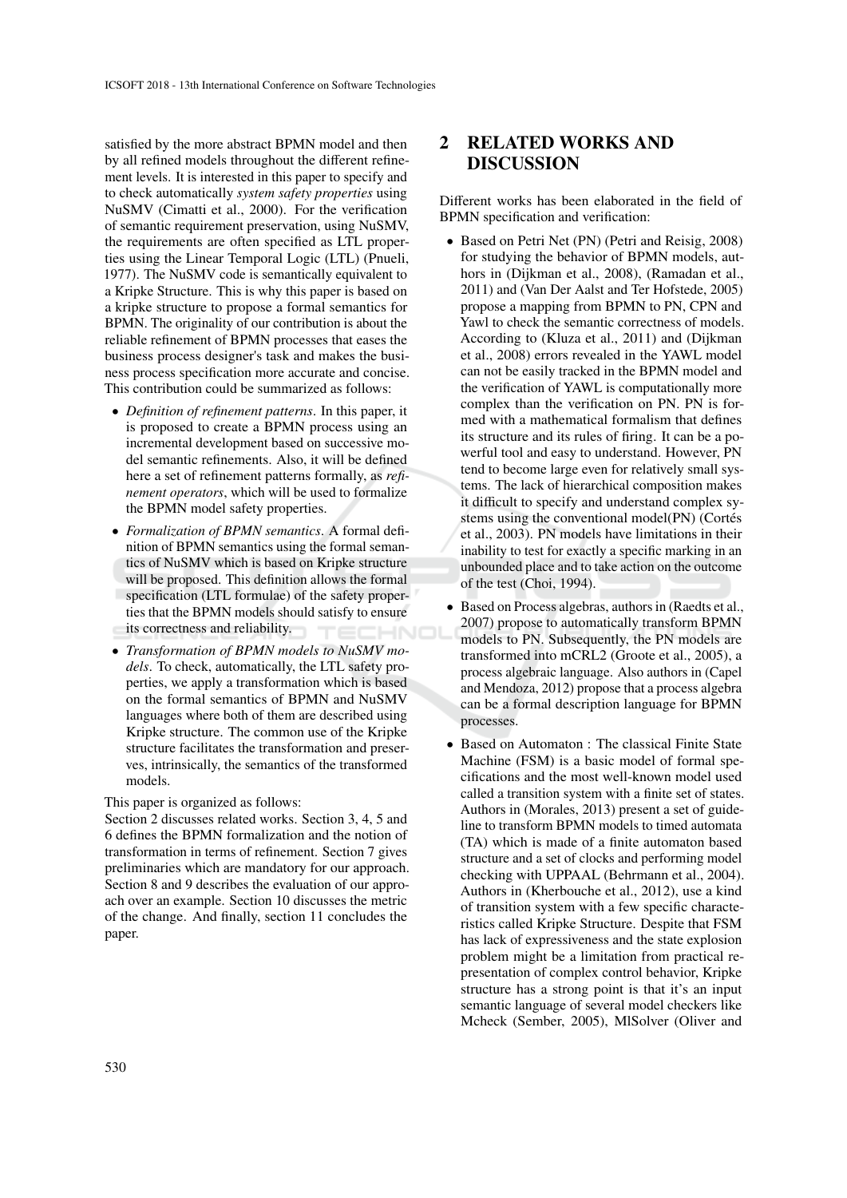satisfied by the more abstract BPMN model and then by all refined models throughout the different refinement levels. It is interested in this paper to specify and to check automatically *system safety properties* using NuSMV (Cimatti et al., 2000). For the verification of semantic requirement preservation, using NuSMV, the requirements are often specified as LTL properties using the Linear Temporal Logic (LTL) (Pnueli, 1977). The NuSMV code is semantically equivalent to a Kripke Structure. This is why this paper is based on a kripke structure to propose a formal semantics for BPMN. The originality of our contribution is about the reliable refinement of BPMN processes that eases the business process designer's task and makes the business process specification more accurate and concise. This contribution could be summarized as follows:

- *Definition of refinement patterns*. In this paper, it is proposed to create a BPMN process using an incremental development based on successive model semantic refinements. Also, it will be defined here a set of refinement patterns formally, as *refinement operators*, which will be used to formalize the BPMN model safety properties.
- *Formalization of BPMN semantics*. A formal definition of BPMN semantics using the formal semantics of NuSMV which is based on Kripke structure will be proposed. This definition allows the formal specification (LTL formulae) of the safety properties that the BPMN models should satisfy to ensure its correctness and reliability.
- *Transformation of BPMN models to NuSMV models*. To check, automatically, the LTL safety properties, we apply a transformation which is based on the formal semantics of BPMN and NuSMV languages where both of them are described using Kripke structure. The common use of the Kripke structure facilitates the transformation and preserves, intrinsically, the semantics of the transformed models.

This paper is organized as follows:
Section 2 discusses related works. Section 3, 4, 5 and 6 defines the BPMN formalization and the notion of transformation in terms of refinement. Section 7 gives preliminaries which are mandatory for our approach. Section 8 and 9 describes the evaluation of our approach over an example. Section 10 discusses the metric of the change. And finally, section 11 concludes the paper.

## 2 RELATED WORKS AND DISCUSSION

Different works has been elaborated in the field of BPMN specification and verification:

- Based on Petri Net (PN) (Petri and Reisig, 2008) for studying the behavior of BPMN models, authors in (Dijkman et al., 2008), (Ramadan et al., 2011) and (Van Der Aalst and Ter Hofstede, 2005) propose a mapping from BPMN to PN, CPN and Yawl to check the semantic correctness of models. According to (Kluza et al., 2011) and (Dijkman et al., 2008) errors revealed in the YAWL model can not be easily tracked in the BPMN model and the verification of YAWL is computationally more complex than the verification on PN. PN is formed with a mathematical formalism that defines its structure and its rules of firing. It can be a powerful tool and easy to understand. However, PN tend to become large even for relatively small systems. The lack of hierarchical composition makes it difficult to specify and understand complex systems using the conventional model(PN) (Cortés et al., 2003). PN models have limitations in their inability to test for exactly a specific marking in an unbounded place and to take action on the outcome of the test (Choi, 1994).
- Based on Process algebras, authors in (Raedts et al., 2007) propose to automatically transform BPMN models to PN. Subsequently, the PN models are transformed into mCRL2 (Groote et al., 2005), a process algebraic language. Also authors in (Capel and Mendoza, 2012) propose that a process algebra can be a formal description language for BPMN processes.
- Based on Automaton : The classical Finite State Machine (FSM) is a basic model of formal specifications and the most well-known model used called a transition system with a finite set of states. Authors in (Morales, 2013) present a set of guideline to transform BPMN models to timed automata (TA) which is made of a finite automaton based structure and a set of clocks and performing model checking with UPPAAL (Behrmann et al., 2004). Authors in (Kherbouche et al., 2012), use a kind of transition system with a few specific characteristics called Kripke Structure. Despite that FSM has lack of expressiveness and the state explosion problem might be a limitation from practical representation of complex control behavior, Kripke structure has a strong point is that it's an input semantic language of several model checkers like Mcheck (Sember, 2005), MlSolver (Oliver and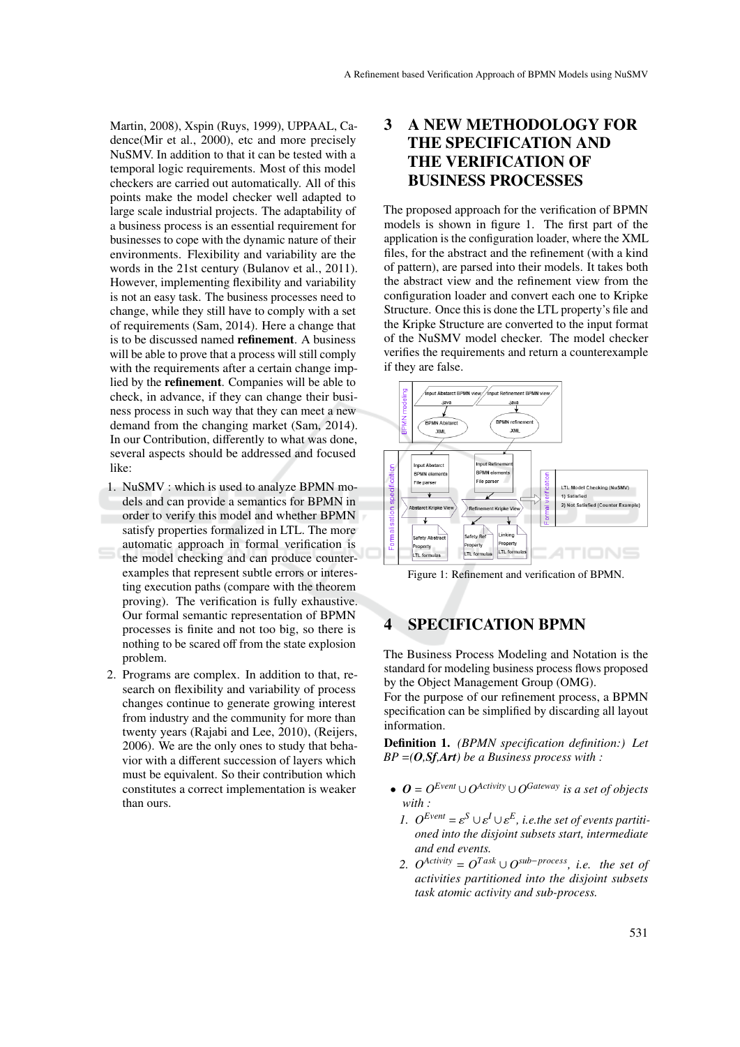Martin, 2008), Xspin (Ruys, 1999), UPPAAL, Cadence(Mir et al., 2000), etc and more precisely NuSMV. In addition to that it can be tested with a temporal logic requirements. Most of this model checkers are carried out automatically. All of this points make the model checker well adapted to large scale industrial projects. The adaptability of a business process is an essential requirement for businesses to cope with the dynamic nature of their environments. Flexibility and variability are the words in the 21st century (Bulanov et al., 2011). However, implementing flexibility and variability is not an easy task. The business processes need to change, while they still have to comply with a set of requirements (Sam, 2014). Here a change that is to be discussed named **refinement**. A business will be able to prove that a process will still comply with the requirements after a certain change implied by the **refinement**. Companies will be able to check, in advance, if they can change their business process in such way that they can meet a new demand from the changing market (Sam, 2014). In our Contribution, differently to what was done, several aspects should be addressed and focused like:

1. NuSMV : which is used to analyze BPMN models and can provide a semantics for BPMN in order to verify this model and whether BPMN satisfy properties formalized in LTL. The more automatic approach in formal verification is the model checking and can produce counterexamples that represent subtle errors or interesting execution paths (compare with the theorem proving). The verification is fully exhaustive. Our formal semantic representation of BPMN processes is finite and not too big, so there is nothing to be scared off from the state explosion problem.
2. Programs are complex. In addition to that, research on flexibility and variability of process changes continue to generate growing interest from industry and the community for more than twenty years (Rajabi and Lee, 2010), (Reijers, 2006). We are the only ones to study that behavior with a different succession of layers which must be equivalent. So their contribution which constitutes a correct implementation is weaker than ours.

# 3 A NEW METHODOLOGY FOR THE SPECIFICATION AND THE VERIFICATION OF BUSINESS PROCESSES

The proposed approach for the verification of BPMN models is shown in figure 1. The first part of the application is the configuration loader, where the XML files, for the abstract and the refinement (with a kind of pattern), are parsed into their models. It takes both the abstract view and the refinement view from the configuration loader and convert each one to Kripke Structure. Once this is done the LTL property's file and the Kripke Structure are converted to the input format of the NuSMV model checker. The model checker verifies the requirements and return a counterexample if they are false.

Figure 1: Refinement and verification of BPMN.

# 4 SPECIFICATION BPMN

The Business Process Modeling and Notation is the standard for modeling business process flows proposed by the Object Management Group (OMG).
For the purpose of our refinement process, a BPMN specification can be simplified by discarding all layout information.

**Definition 1.** *(BPMN specification definition:) Let BP =(**O**,**Sf**,**Art**) be a Business process with :*

- ***O*** $= O^{Event} \cup O^{Activity} \cup O^{Gateway}$ *is a set of objects with :*
  1. $O^{Event} = \varepsilon^{S} \cup \varepsilon^{I} \cup \varepsilon^{E}$*, i.e.the set of events partitioned into the disjoint subsets start, intermediate and end events.*
  2. $O^{Activity} = O^{Task} \cup O^{sub-process}$*, i.e. the set of activities partitioned into the disjoint subsets task atomic activity and sub-process.*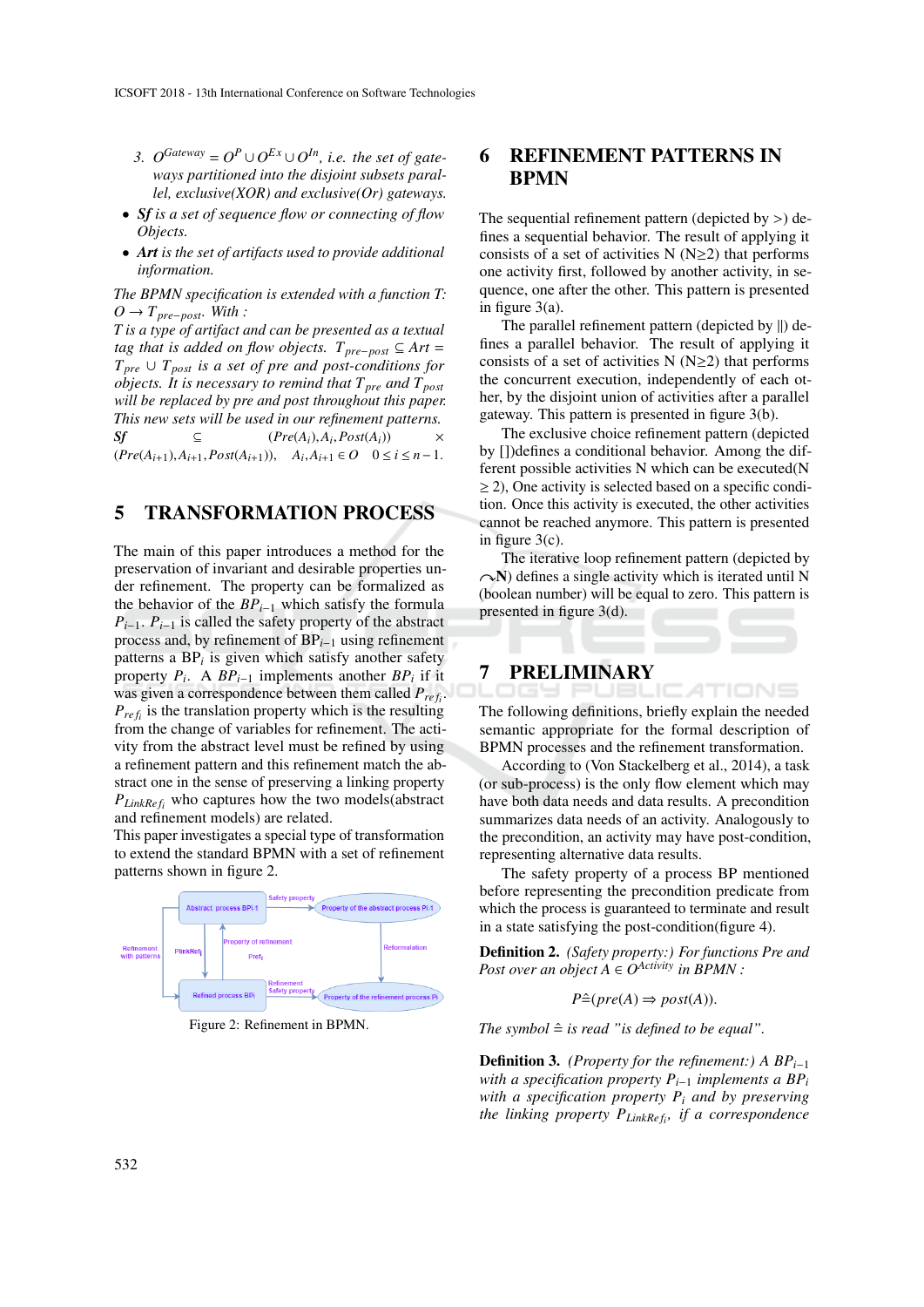3. $O^{Gateway} = O^P \cup O^{Ex} \cup O^{In}$, *i.e. the set of gateways partitioned into the disjoint subsets parallel, exclusive(XOR) and exclusive(Or) gateways.*

- ***Sf*** *is a set of sequence flow or connecting of flow Objects.*
- ***Art*** *is the set of artifacts used to provide additional information.*

*The BPMN specification is extended with a function T: $O \rightarrow T_{pre-post}$. With :*
*T is a type of artifact and can be presented as a textual tag that is added on flow objects. $T_{pre-post} \subseteq Art$ = $T_{pre} \cup T_{post}$ is a set of pre and post-conditions for objects. It is necessary to remind that $T_{pre}$ and $T_{post}$ will be replaced by pre and post throughout this paper. This new sets will be used in our refinement patterns.*
***Sf*** $\subseteq (Pre(A_i), A_i, Post(A_i)) \times (Pre(A_{i+1}), A_{i+1}, Post(A_{i+1})), \quad A_i, A_{i+1} \in O \quad 0 \leq i \leq n-1.$

## 5 TRANSFORMATION PROCESS

The main of this paper introduces a method for the preservation of invariant and desirable properties under refinement. The property can be formalized as the behavior of the $BP_{i-1}$ which satisfy the formula $P_{i-1}$. $P_{i-1}$ is called the safety property of the abstract process and, by refinement of $BP_{i-1}$ using refinement patterns a $BP_i$ is given which satisfy another safety property $P_i$. A $BP_{i-1}$ implements another $BP_i$ if it was given a correspondence between them called $P_{ref_i}$. $P_{ref_i}$ is the translation property which is the resulting from the change of variables for refinement. The activity from the abstract level must be refined by using a refinement pattern and this refinement match the abstract one in the sense of preserving a linking property $P_{LinkRef_i}$ who captures how the two models(abstract and refinement models) are related.
This paper investigates a special type of transformation to extend the standard BPMN with a set of refinement patterns shown in figure 2.

Figure 2: Refinement in BPMN.

## 6 REFINEMENT PATTERNS IN BPMN

The sequential refinement pattern (depicted by >) defines a sequential behavior. The result of applying it consists of a set of activities N (N≥2) that performs one activity first, followed by another activity, in sequence, one after the other. This pattern is presented in figure 3(a).

The parallel refinement pattern (depicted by ||) defines a parallel behavior. The result of applying it consists of a set of activities N (N≥2) that performs the concurrent execution, independently of each other, by the disjoint union of activities after a parallel gateway. This pattern is presented in figure 3(b).

The exclusive choice refinement pattern (depicted by [])defines a conditional behavior. Among the different possible activities N which can be executed(N ≥ 2), One activity is selected based on a specific condition. Once this activity is executed, the other activities cannot be reached anymore. This pattern is presented in figure 3(c).

The iterative loop refinement pattern (depicted by ↷N) defines a single activity which is iterated until N (boolean number) will be equal to zero. This pattern is presented in figure 3(d).

## 7 PRELIMINARY

The following definitions, briefly explain the needed semantic appropriate for the formal description of BPMN processes and the refinement transformation.

According to (Von Stackelberg et al., 2014), a task (or sub-process) is the only flow element which may have both data needs and data results. A precondition summarizes data needs of an activity. Analogously to the precondition, an activity may have post-condition, representing alternative data results.

The safety property of a process BP mentioned before representing the precondition predicate from which the process is guaranteed to terminate and result in a state satisfying the post-condition(figure 4).

**Definition 2.** *(Safety property:) For functions Pre and Post over an object $A \in O^{Activity}$ in BPMN :*

$$P \hat{=} (pre(A) \Rightarrow post(A)).$$

*The symbol $\hat{=}$ is read "is defined to be equal".*

**Definition 3.** *(Property for the refinement:) A $BP_{i-1}$ with a specification property $P_{i-1}$ implements a $BP_i$ with a specification property $P_i$ and by preserving the linking property $P_{LinkRef_i}$, if a correspondence*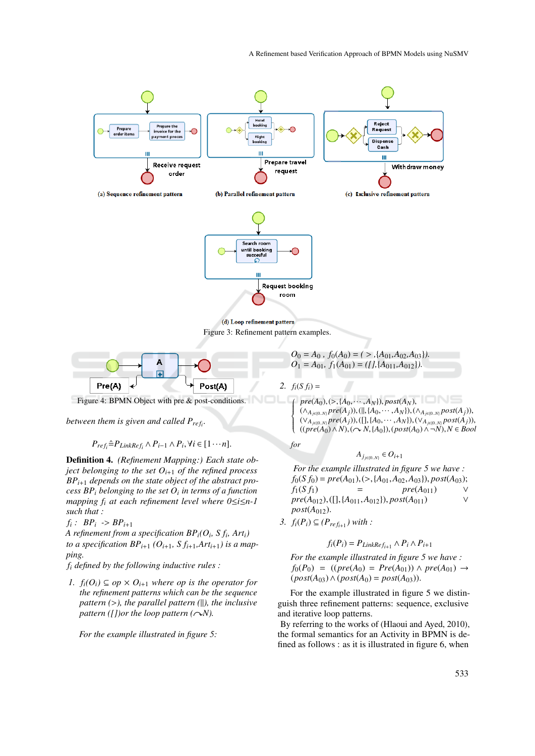(a) Sequence refinement pattern

(b) Parallel refinement pattern

(c) Exclusive refinement pattern

(d) Loop refinement pattern

Figure 3: Refinement pattern examples.

Figure 4: BPMN Object with pre & post-conditions.

between them is given and called $P_{ref_i}$.

$$P_{ref_i} \hat{=} P_{LinkRef_i} \wedge P_{i-1} \wedge P_i, \forall i \in [1 \cdots n].$$

**Definition 4.** *(Refinement Mapping:) Each state object belonging to the set $O_{i+1}$ of the refined process $BP_{i+1}$ depends on the state object of the abstract process $BP_i$ belonging to the set $O_i$ in terms of a function mapping $f_i$ at each refinement level where $0 \leq i \leq n-1$ such that :*

*$f_i$ : $BP_i$ -> $BP_{i+1}$*

*A refinement from a specification $BP_i(O_i, Sf_i, Art_i)$ to a specification $BP_{i+1}$ ($O_{i+1}$, $Sf_{i+1}$, $Art_{i+1}$) is a mapping.*

*$f_i$ defined by the following inductive rules :*

1. *$f_i(O_i) \subseteq op \times O_{i+1}$ where op is the operator for the refinement patterns which can be the sequence pattern (>), the parallel pattern (||), the inclusive pattern ([])or the loop pattern ($\curvearrowleft$N).*

   *For the example illustrated in figure 5:*

   *$O_0 = A_0$ , $f_0(A_0) = ( > ,\{A_{01},A_{02},A_{03}\})$.*
   *$O_1 = A_{01}$, $f_1(A_{01}) = ([],\{A_{011},A_{012}\})$.*

2. *$f_i(Sf_i) =$*

$$\begin{cases} pre(A_0),(>,\{A_0,\cdots,A_N\}),post(A_N), \\ (\wedge_{A_{j\in[0..N]}} pre(A_j)),(||,\{A_0,\cdots,A_N\}),(\wedge_{A_{j\in[0..N]}} post(A_j)), \\ (\vee_{A_{j\in[0..N]}} pre(A_j)),([],\{A_0,\cdots,A_N\}),(\vee_{A_{j\in[0..N]}} post(A_j)), \\ ((pre(A_0) \wedge N),(\curvearrowleft N,\{A_0\}),(post(A_0) \wedge \neg N), N \in Bool \end{cases}$$

   *for*

$$A_{j_{j\in[0..N]}} \in O_{i+1}$$

   *For the example illustrated in figure 5 we have :*
   *$f_0(Sf_0) = pre(A_{01}),(>,\{A_{01},A_{02},A_{03}\}),post(A_{03})$;*
   *$f_1(Sf_1) = pre(A_{011}) \vee pre(A_{012}),([],\{A_{011},A_{012}\}),post(A_{011}) \vee post(A_{012})$.*

3. *$f_i(P_i) \subseteq (P_{ref_{i+1}})$ with :*

$$f_i(P_i) = P_{LinkRef_{i+1}} \wedge P_i \wedge P_{i+1}$$

   *For the example illustrated in figure 5 we have :*
   *$f_0(P_0) = ((pre(A_0)) = Pre(A_{01})) \wedge pre(A_{01}) \rightarrow (post(A_{03}) \wedge (post(A_0) = post(A_{03}))$.*

For the example illustrated in figure 5 we distinguish three refinement patterns: sequence, exclusive and iterative loop patterns.

By referring to the works of (Hlaoui and Ayed, 2010), the formal semantics for an Activity in BPMN is defined as follows : as it is illustrated in figure 6, when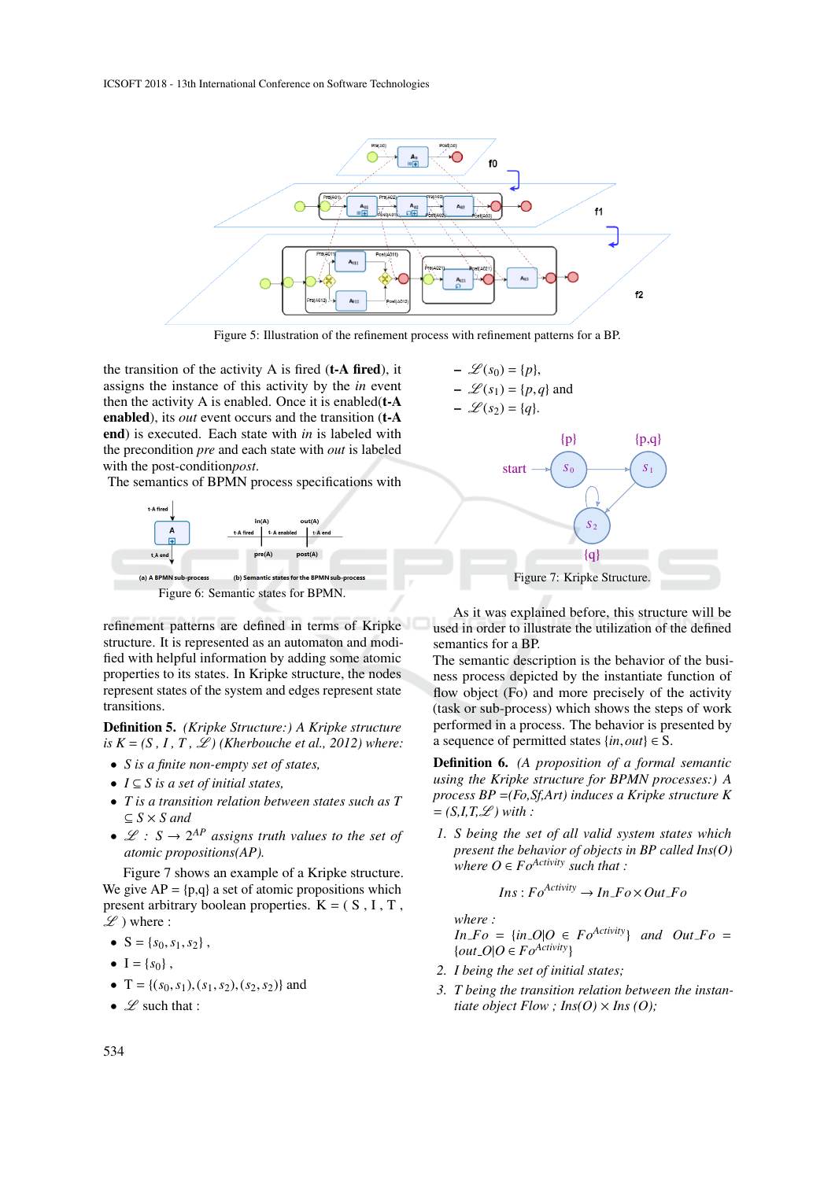Figure 5: Illustration of the refinement process with refinement patterns for a BP.

the transition of the activity A is fired (**t-A fired**), it assigns the instance of this activity by the *in* event then the activity A is enabled. Once it is enabled(**t-A enabled**), its *out* event occurs and the transition (**t-A end**) is executed. Each state with *in* is labeled with the precondition *pre* and each state with *out* is labeled with the post-condition*post*.

The semantics of BPMN process specifications with

Figure 6: Semantic states for BPMN.

refinement patterns are defined in terms of Kripke structure. It is represented as an automaton and modified with helpful information by adding some atomic properties to its states. In Kripke structure, the nodes represent states of the system and edges represent state transitions.

**Definition 5.** *(Kripke Structure:) A Kripke structure is K = (S , I , T , $\mathscr{L}$) (Kherbouche et al., 2012) where:*

- *S is a finite non-empty set of states,*
- *I ⊆ S is a set of initial states,*
- *T is a transition relation between states such as T ⊆ S × S and*
- *$\mathscr{L}$ : $S \rightarrow 2^{AP}$ assigns truth values to the set of atomic propositions(AP).*

Figure 7 shows an example of a Kripke structure. We give AP = {p,q} a set of atomic propositions which present arbitrary boolean properties. K = ( S , I , T , $\mathscr{L}$ ) where :

- S = $\{s_0, s_1, s_2\}$ ,
- I = $\{s_0\}$ ,
- T = $\{(s_0, s_1), (s_1, s_2), (s_2, s_2)\}$ and
- $\mathscr{L}$ such that :
  - $\mathscr{L}(s_0) = \{p\}$,
  - $\mathscr{L}(s_1) = \{p, q\}$ and
  - $\mathscr{L}(s_2) = \{q\}$.

Figure 7: Kripke Structure.

As it was explained before, this structure will be used in order to illustrate the utilization of the defined semantics for a BP.

The semantic description is the behavior of the business process depicted by the instantiate function of flow object (Fo) and more precisely of the activity (task or sub-process) which shows the steps of work performed in a process. The behavior is presented by a sequence of permitted states $\{in, out\} \in$ S.

**Definition 6.** *(A proposition of a formal semantic using the Kripke structure for BPMN processes:) A process BP =(Fo,Sf,Art) induces a Kripke structure K = (S,I,T,$\mathscr{L}$) with :*

1. *S being the set of all valid system states which present the behavior of objects in BP called Ins(O) where $O \in Fo^{Activity}$ such that :*

$$Ins : Fo^{Activity} \rightarrow In\_Fo \times Out\_Fo$$

   *where :*
   *$In\_Fo = \{in\_O | O \in Fo^{Activity}\}$ and $Out\_Fo = \{out\_O | O \in Fo^{Activity}\}$*
2. *I being the set of initial states;*
3. *T being the transition relation between the instantiate object Flow ; Ins(O) × Ins (O);*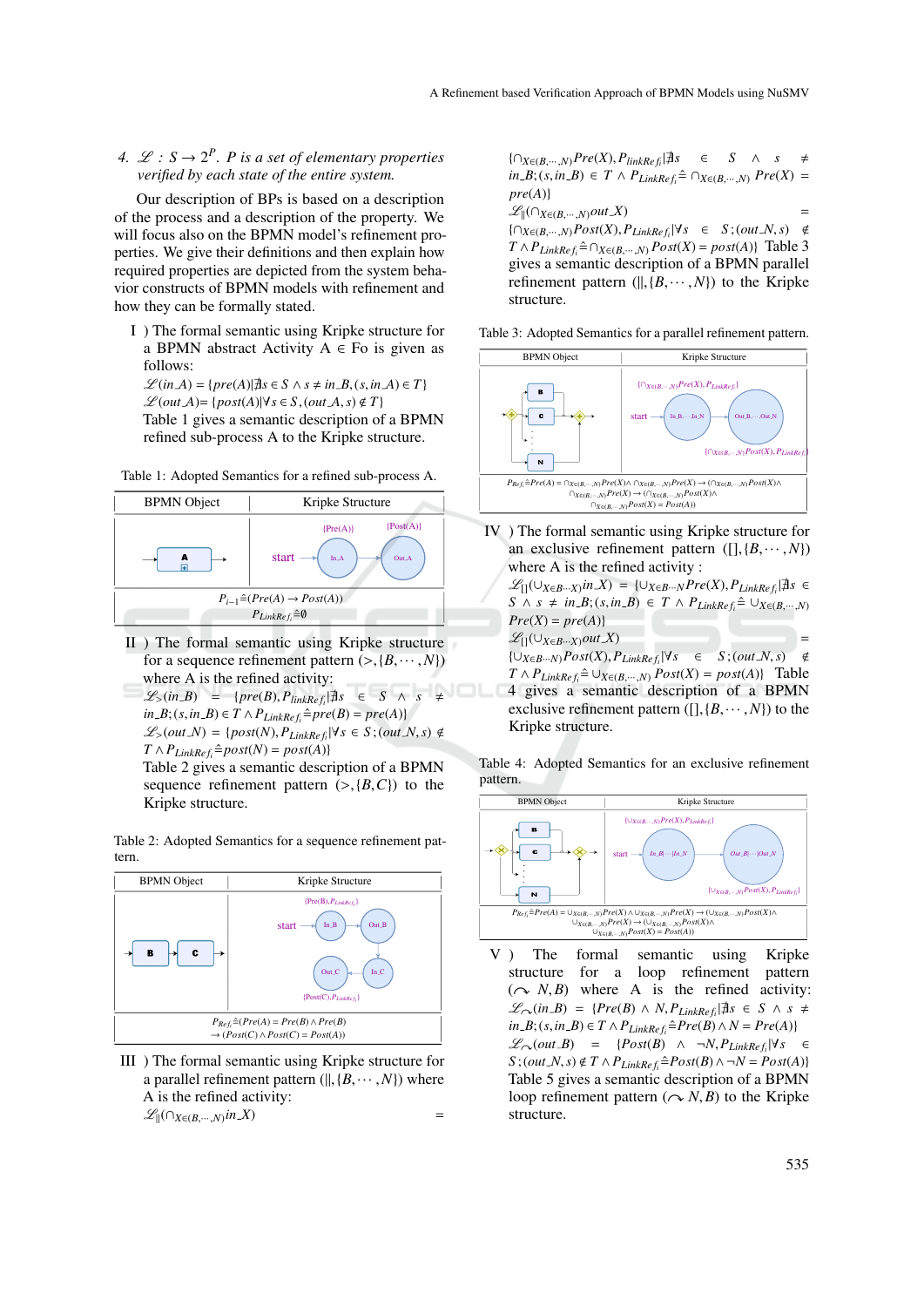4. $\mathscr{L} : S \rightarrow 2^P$. *P is a set of elementary properties verified by each state of the entire system.*

Our description of BPs is based on a description of the process and a description of the property. We will focus also on the BPMN model's refinement properties. We give their definitions and then explain how required properties are depicted from the system behavior constructs of BPMN models with refinement and how they can be formally stated.

I ) The formal semantic using Kripke structure for a BPMN abstract Activity $A \in Fo$ is given as follows:
$\mathscr{L}(in\_A) = \{pre(A) | \nexists s \in S \wedge s \neq in\_B, (s, in\_A) \in T\}$
$\mathscr{L}(out\_A) = \{post(A) | \forall s \in S, (out\_A, s) \notin T\}$
Table 1 gives a semantic description of a BPMN refined sub-process A to the Kripke structure.

Table 1: Adopted Semantics for a refined sub-process A.

| BPMN Object | Kripke Structure |
|---|---|
| (diagram: activity A) | start → in_A {Pre(A)} → Out_A {Post(A)} |
| $P_{i-1} \hat{=} (Pre(A) \rightarrow Post(A))$ $P_{LinkRef_i} \hat{=} \emptyset$ | |

II ) The formal semantic using Kripke structure for a sequence refinement pattern $(>, \{B, \cdots, N\})$ where A is the refined activity:
$\mathscr{L}_{>}(in\_B) = \{pre(B), P_{linkRef_i} | \nexists s \in S \wedge s \neq in\_B; (s, in\_B) \in T \wedge P_{LinkRef_i} \hat{=} pre(B) = pre(A)\}$
$\mathscr{L}_{>}(out\_N) = \{post(N), P_{LinkRef_i} | \forall s \in S; (out\_N, s) \notin T \wedge P_{LinkRef_i} \hat{=} post(N) = post(A)\}$
Table 2 gives a semantic description of a BPMN sequence refinement pattern $(>, \{B, C\})$ to the Kripke structure.

Table 2: Adopted Semantics for a sequence refinement pattern.

| BPMN Object | Kripke Structure |
|---|---|
| (diagram: B → C) | start → In_B {Pre(B), $P_{LinkRef_i}$} → Out_B → In_C → Out_C {Post(C), $P_{LinkRef_i}$} |
| $P_{Ref_i} \hat{=} (Pre(A) = Pre(B) \wedge Pre(B) \rightarrow Post(C) \wedge Post(C) = Post(A))$ | |

III ) The formal semantic using Kripke structure for a parallel refinement pattern $(\|, \{B, \cdots, N\})$ where A is the refined activity:
$\mathscr{L}_{\|}(\cap_{X \in (B, \cdots, N)} in\_X) = \{\cap_{X \in (B, \cdots, N)} Pre(X), P_{linkRef_i} | \nexists s \in S \wedge s \neq in\_B; (s, in\_B) \in T \wedge P_{LinkRef_i} \hat{=} \cap_{X \in (B, \cdots, N)} Pre(X) = pre(A)\}$
$\mathscr{L}_{\|}(\cap_{X \in (B, \cdots, N)} out\_X) = \{\cap_{X \in (B, \cdots, N)} Post(X), P_{LinkRef_i} | \forall s \in S; (out\_N, s) \notin T \wedge P_{LinkRef_i} \hat{=} \cap_{X \in (B, \cdots, N)} Post(X) = post(A)\}$ Table 3 gives a semantic description of a BPMN parallel refinement pattern $(\|, \{B, \cdots, N\})$ to the Kripke structure.

Table 3: Adopted Semantics for a parallel refinement pattern.

| BPMN Object | Kripke Structure |
|---|---|
| (diagram: parallel gateway with B, C, …, N) | start → In_B,…,In_N $\{\cap_{X \in (B, \cdots, N)} Pre(X), P_{LinkRef_i}\}$ → Out_B,…,Out_N $\{\cap_{X \in (B, \cdots, N)} Post(X), P_{LinkRef_i}\}$ |
| $P_{Ref_i} \hat{=} Pre(A) = \cap_{X \in (B, \cdots, N)} Pre(X) \wedge \cap_{X \in (B, \cdots, N)} Pre(X) \rightarrow (\cap_{X \in (B, \cdots, N)} Post(X) \wedge \cap_{X \in (B, \cdots, N)} Pre(X) \rightarrow (\cap_{X \in (B, \cdots, N)} Post(X) \wedge \cap_{X \in (B, \cdots, N)} Post(X) = Post(A))$ | |

IV ) The formal semantic using Kripke structure for an exclusive refinement pattern $([], \{B, \cdots, N\})$ where A is the refined activity :
$\mathscr{L}_{[]}(\cup_{X \in B \cdots X)} in\_X) = \{\cup_{X \in B \cdots N} Pre(X), P_{LinkRef_i} | \nexists s \in S \wedge s \neq in\_B; (s, in\_B) \in T \wedge P_{LinkRef_i} \hat{=} \cup_{X \in (B, \cdots, N)} Pre(X) = pre(A)\}$
$\mathscr{L}_{[]}(\cup_{X \in B \cdots X)} out\_X) = \{\cup_{X \in B \cdots N} Post(X), P_{LinkRef_i} | \forall s \in S; (out\_N, s) \notin T \wedge P_{LinkRef_i} \hat{=} \cup_{X \in (B, \cdots, N)} Post(X) = post(A)\}$ Table 4 gives a semantic description of a BPMN exclusive refinement pattern $([], \{B, \cdots, N\})$ to the Kripke structure.

Table 4: Adopted Semantics for an exclusive refinement pattern.

| BPMN Object | Kripke Structure |
|---|---|
| (diagram: exclusive gateway with B, C, …, N) | start → In_B\|…\|In_N $\{\cup_{X \in (B, \cdots, N)} Pre(X), P_{LinkRef_i}\}$ → Out_B\|…\|Out_N $\{\cup_{X \in (B, \cdots, N)} Post(X), P_{LinkRef_i}\}$ |
| $P_{Ref_i} \hat{=} Pre(A) = \cup_{X \in (B, \cdots, N)} Pre(X) \wedge \cup_{X \in (B, \cdots, N)} Pre(X) \rightarrow (\cup_{X \in (B, \cdots, N)} Post(X) \wedge \cup_{X \in (B, \cdots, N)} Pre(X) \rightarrow (\cup_{X \in (B, \cdots, N)} Post(X) \wedge \cup_{X \in (B, \cdots, N)} Post(X) = Post(A))$ | |

V ) The formal semantic using Kripke structure for a loop refinement pattern $(\curvearrowleft N, B)$ where A is the refined activity:
$\mathscr{L}_{\curvearrowleft}(in\_B) = \{Pre(B) \wedge N, P_{LinkRef_i} | \nexists s \in S \wedge s \neq in\_B; (s, in\_B) \in T \wedge P_{LinkRef_i} \hat{=} Pre(B) \wedge N = Pre(A)\}$
$\mathscr{L}_{\curvearrowleft}(out\_B) = \{Post(B) \wedge \neg N, P_{LinkRef_i} | \forall s \in S; (out\_N, s) \notin T \wedge P_{LinkRef_i} \hat{=} Post(B) \wedge \neg N = Post(A)\}$
Table 5 gives a semantic description of a BPMN loop refinement pattern $(\curvearrowleft N, B)$ to the Kripke structure.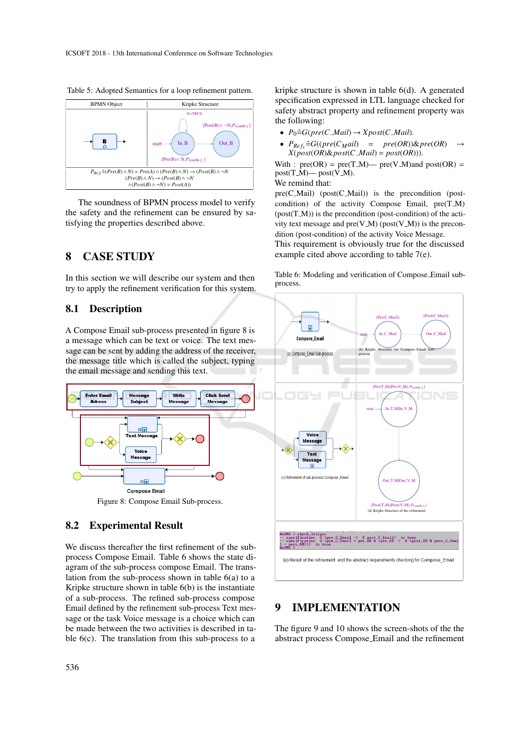Table 5: Adopted Semantics for a loop refinement pattern.

| BPMN Object | Kripke Structure |
|---|---|
| B | start → In_B → Out_B; N=TRUE; {Post(B)∧ ¬N.$P_{LinkRef_j}$}; {Pre(B)∧ N.$P_{LinkRef_j}$} |

$P_{Ref_j} \hat{=} (Pre(B) \wedge N) = Pre(A) \wedge (Pre(B) \wedge N) \rightarrow (Post(B) \wedge \neg N$
$(Pre(B) \wedge N) \rightarrow (Post(B) \wedge \neg N$
$\wedge (Post(B) \wedge \neg N) = Post(A))$

The soundness of BPMN process model to verify the safety and the refinement can be ensured by satisfying the properties described above.

# 8 CASE STUDY

In this section we will describe our system and then try to apply the refinement verification for this system.

## 8.1 Description

A Compose Email sub-process presented in figure 8 is a message which can be text or voice. The text message can be sent by adding the address of the receiver, the message title which is called the subject, typing the email message and sending this text.

Figure 8: Compose Email Sub-process.

## 8.2 Experimental Result

We discuss thereafter the first refinement of the sub-process Compose Email. Table 6 shows the state diagram of the sub-process compose Email. The translation from the sub-process in table 6(a) to a Kripke structure shown in table 6(b) is the instantiate of a sub-process. The refined sub-process compose Email defined by the refinement sub-process Text message or the task Voice message is a choice which can be made between the two activities is described in table 6(c). The translation from this sub-process to a kripke structure is shown in table 6(d). A generated specification expressed in LTL language checked for safety abstract property and refinement property was the following:

- $P_0 \hat{=} G(pre(C\_Mail) \rightarrow Xpost(C\_Mail).$
- $P_{Ref_1} \hat{=} G((pre(C_Mail) = pre(OR))\&pre(OR) \rightarrow X(post(OR)\&post(C\_Mail) = post(OR))).$

With : pre(OR) = pre(T_M)— pre(V_M)and post(OR) = post(T_M)— post(V_M).

We remind that:

pre(C_Mail) (post(C_Mail)) is the precondition (post-condition) of the activity Compose Email, pre(T_M) (post(T_M)) is the precondition (post-condition) of the activity text message and pre(V_M) (post(V_M)) is the precondition (post-condition) of the activity Voice Message.

This requirement is obviously true for the discussed example cited above according to table 7(e).

Table 6: Modeling and verification of Compose_Email sub-process.

| | |
|---|---|
| (a) Compose_Email Sub-process | (b) Kripke Structure for Compose_Email Sub-process |
| (c) Refinement of sub-process Compose_Email | (d) Kripke Structure of the refinement |

```
NuSMV > check_ltlspec
-- specification  G (pre_C_Email -> X post_C_Email)  is true
-- specification  G (pre_C_Email = pre_OR & (pre_OR -> X (post_OR & post_C_Emai
l = post_OR)))  is true
NuSMV >
```

(e) Result of the refinement and the abstract requirements checking for Compose_Email

# 9 IMPLEMENTATION

The figure 9 and 10 shows the screen-shots of the the abstract process Compose_Email and the refinement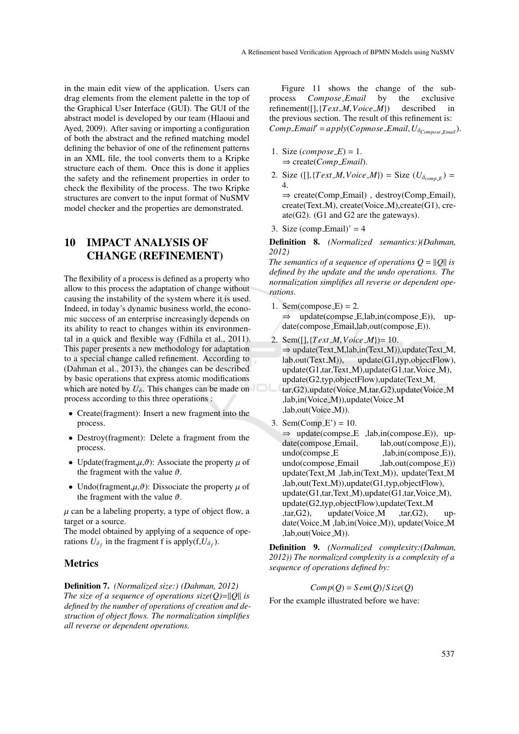in the main edit view of the application. Users can drag elements from the element palette in the top of the Graphical User Interface (GUI). The GUI of the abstract model is developed by our team (Hlaoui and Ayed, 2009). After saving or importing a configuration of both the abstract and the refined matching model defining the behavior of one of the refinement patterns in an XML file, the tool converts them to a Kripke structure each of them. Once this is done it applies the safety and the refinement properties in order to check the flexibility of the process. The two Kripke structures are convert to the input format of NuSMV model checker and the properties are demonstrated.

# 10 IMPACT ANALYSIS OF CHANGE (REFINEMENT)

The flexibility of a process is defined as a property who allow to this process the adaptation of change without causing the instability of the system where it is used. Indeed, in today's dynamic business world, the economic success of an enterprise increasingly depends on its ability to react to changes within its environmental in a quick and flexible way (Fdhila et al., 2011). This paper presents a new methodology for adaptation to a special change called refinement. According to (Dahman et al., 2013), the changes can be described by basic operations that express atomic modifications which are noted by $U_\delta$. This changes can be made on process according to this three operations :

- Create(fragment): Insert a new fragment into the process.
- Destroy(fragment): Delete a fragment from the process.
- Update(fragment,$\mu$,$\vartheta$): Associate the property $\mu$ of the fragment with the value $\vartheta$.
- Undo(fragment,$\mu$,$\vartheta$): Dissociate the property $\mu$ of the fragment with the value $\vartheta$.

$\mu$ can be a labeling property, a type of object flow, a target or a source.
The model obtained by applying of a sequence of operations $U_{\delta_f}$ in the fragment f is apply(f,$U_{\delta_f}$).

## Metrics

**Definition 7.** *(Normalized size:) (Dahman, 2012) The size of a sequence of operations size(Q)=||Q|| is defined by the number of operations of creation and destruction of object flows. The normalization simplifies all reverse or dependent operations.*

Figure 11 shows the change of the sub-process *Compose_Email* by the exclusive refinement([],$\{Text\_M, Voice\_M\}$) described in the previous section. The result of this refinement is: $Comp\_Email' = apply(Copmose\_Email, U_{\delta_{Compose\_Email}})$.

1. Size ($compose\_E$) = 1.
   ⇒ create(*Comp_Email*).
2. Size ($[], \{Text\_M, Voice\_M\}$) = Size ($U_{\delta_{comp\_E}}$) = 4.
   ⇒ create(Comp_Email) , destroy(Comp_Email), create(Text_M), create(Voice_M),create(G1), create(G2). (G1 and G2 are the gateways).
3. Size (comp_Email)' = 4

**Definition 8.** *(Normalized semantics:)(Dahman, 2012) The semantics of a sequence of operations Q = ||Q|| is defined by the update and the undo operations. The normalization simplifies all reverse or dependent operations.*

1. Sem(compose_E) = 2.
   ⇒ update(compse_E,lab,in(compose_E)), update(compose_Email,lab,out(compose_E)).
2. Sem($[], \{Text\_M, Voice\_M\}$)= 10.
   ⇒ update(Text_M,lab,in(Text_M)),update(Text_M, lab,out(Text_M)), update(G1,typ,objectFlow), update(G1,tar,Text_M),update(G1,tar,Voice_M), update(G2,typ,objectFlow),update(Text_M, tar,G2),update(Voice_M,tar,G2),update(Voice_M ,lab,in(Voice_M)),update(Voice_M ,lab,out(Voice_M)).
3. Sem(Comp_E') = 10.
   ⇒ update(compse_E ,lab,in(compose_E)), update(compose_Email, lab,out(compose_E)), undo(compse_E ,lab,in(compose_E)), undo(compose_Email ,lab,out(compose_E)) update(Text_M ,lab,in(Text_M)), update(Text_M ,lab,out(Text_M)),update(G1,typ,objectFlow), update(G1,tar,Text_M),update(G1,tar,Voice_M), update(G2,typ,objectFlow),update(Text_M ,tar,G2), update(Voice_M ,tar,G2), update(Voice_M ,lab,in(Voice_M)), update(Voice_M ,lab,out(Voice_M)).

**Definition 9.** *(Normalized complexity:(Dahman, 2012)) The normalized complexity is a complexity of a sequence of operations defined by:*

$$Comp(Q) = Sem(Q)/Size(Q)$$

For the example illustrated before we have: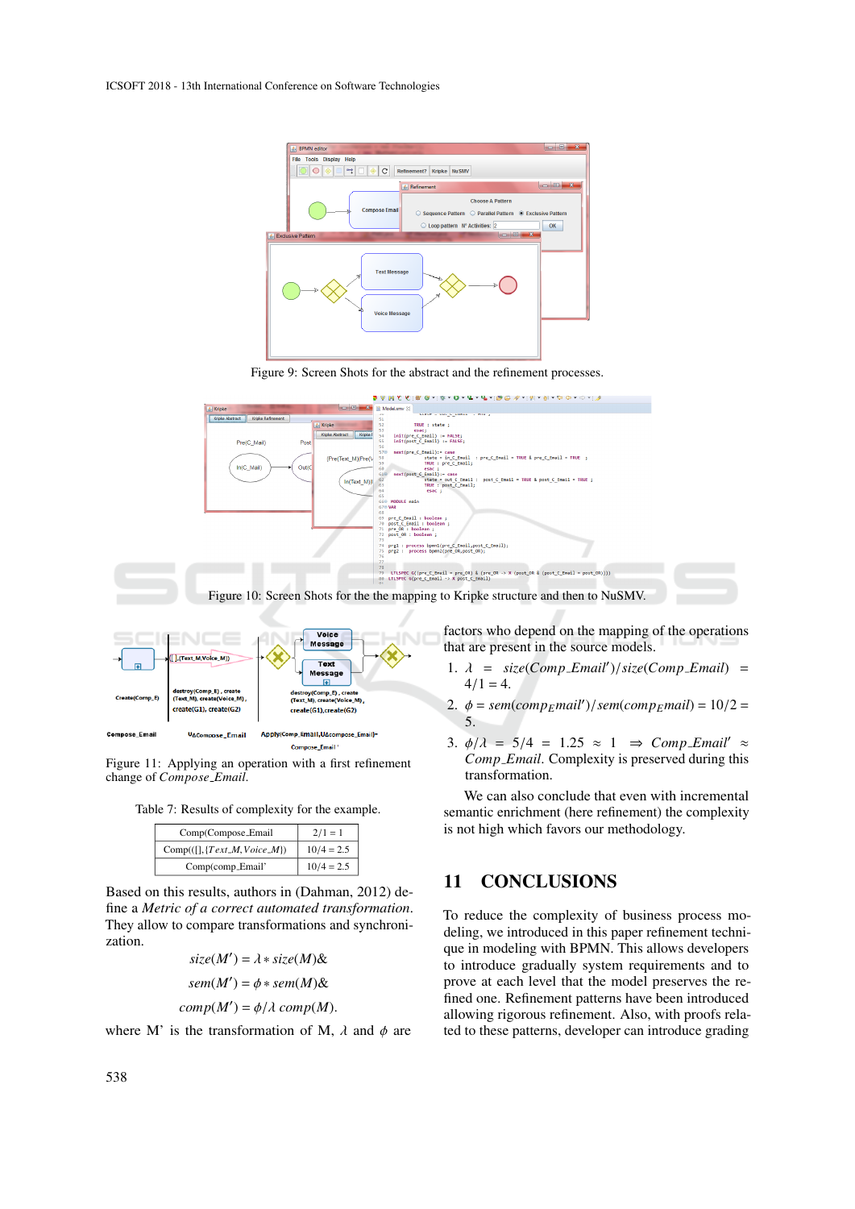Figure 9: Screen Shots for the abstract and the refinement processes.

Figure 10: Screen Shots for the the mapping to Kripke structure and then to NuSMV.

Figure 11: Applying an operation with a first refinement change of *Compose_Email*.

Table 7: Results of complexity for the example.

| Comp(Compose_Email | 2/1 = 1 |
|---|---|
| Comp(([],{$Text\_M, Voice\_M$}) | 10/4 = 2.5 |
| Comp(comp_Email' | 10/4 = 2.5 |

Based on this results, authors in (Dahman, 2012) define a *Metric of a correct automated transformation*. They allow to compare transformations and synchronization.

$$size(M') = \lambda * size(M) \&$$

$$sem(M') = \phi * sem(M) \&$$

$$comp(M') = \phi / \lambda \ comp(M).$$

where M' is the transformation of M, $\lambda$ and $\phi$ are factors who depend on the mapping of the operations that are present in the source models.

1. $\lambda = size(Comp\_Email')/size(Comp\_Email) = 4/1 = 4$.
2. $\phi = sem(comp_E mail')/sem(comp_E mail) = 10/2 = 5$.
3. $\phi/\lambda = 5/4 = 1.25 \approx 1 \Rightarrow Comp\_Email' \approx Comp\_Email$. Complexity is preserved during this transformation.

We can also conclude that even with incremental semantic enrichment (here refinement) the complexity is not high which favors our methodology.

## 11 CONCLUSIONS

To reduce the complexity of business process modeling, we introduced in this paper refinement technique in modeling with BPMN. This allows developers to introduce gradually system requirements and to prove at each level that the model preserves the refined one. Refinement patterns have been introduced allowing rigorous refinement. Also, with proofs related to these patterns, developer can introduce grading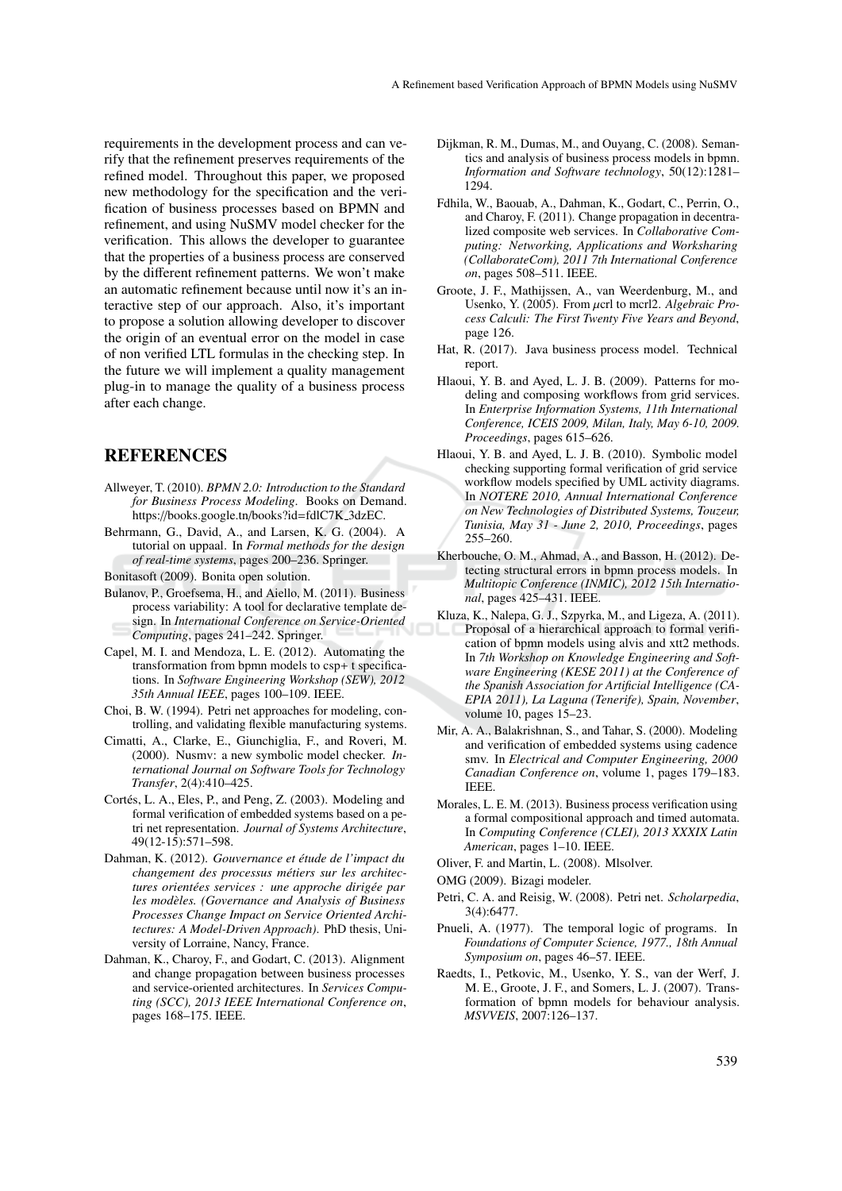requirements in the development process and can verify that the refinement preserves requirements of the refined model. Throughout this paper, we proposed new methodology for the specification and the verification of business processes based on BPMN and refinement, and using NuSMV model checker for the verification. This allows the developer to guarantee that the properties of a business process are conserved by the different refinement patterns. We won't make an automatic refinement because until now it's an interactive step of our approach. Also, it's important to propose a solution allowing developer to discover the origin of an eventual error on the model in case of non verified LTL formulas in the checking step. In the future we will implement a quality management plug-in to manage the quality of a business process after each change.

## REFERENCES

Allweyer, T. (2010). *BPMN 2.0: Introduction to the Standard for Business Process Modeling*. Books on Demand. https://books.google.tn/books?id=fdlC7K_3dzEC.

Behrmann, G., David, A., and Larsen, K. G. (2004). A tutorial on uppaal. In *Formal methods for the design of real-time systems*, pages 200–236. Springer.

Bonitasoft (2009). Bonita open solution.

Bulanov, P., Groefsema, H., and Aiello, M. (2011). Business process variability: A tool for declarative template design. In *International Conference on Service-Oriented Computing*, pages 241–242. Springer.

Capel, M. I. and Mendoza, L. E. (2012). Automating the transformation from bpmn models to csp+ t specifications. In *Software Engineering Workshop (SEW), 2012 35th Annual IEEE*, pages 100–109. IEEE.

Choi, B. W. (1994). Petri net approaches for modeling, controlling, and validating flexible manufacturing systems.

Cimatti, A., Clarke, E., Giunchiglia, F., and Roveri, M. (2000). Nusmv: a new symbolic model checker. *International Journal on Software Tools for Technology Transfer*, 2(4):410–425.

Cortés, L. A., Eles, P., and Peng, Z. (2003). Modeling and formal verification of embedded systems based on a petri net representation. *Journal of Systems Architecture*, 49(12-15):571–598.

Dahman, K. (2012). *Gouvernance et étude de l'impact du changement des processus métiers sur les architectures orientées services : une approche dirigée par les modèles. (Governance and Analysis of Business Processes Change Impact on Service Oriented Architectures: A Model-Driven Approach)*. PhD thesis, University of Lorraine, Nancy, France.

Dahman, K., Charoy, F., and Godart, C. (2013). Alignment and change propagation between business processes and service-oriented architectures. In *Services Computing (SCC), 2013 IEEE International Conference on*, pages 168–175. IEEE.

Dijkman, R. M., Dumas, M., and Ouyang, C. (2008). Semantics and analysis of business process models in bpmn. *Information and Software technology*, 50(12):1281–1294.

Fdhila, W., Baouab, A., Dahman, K., Godart, C., Perrin, O., and Charoy, F. (2011). Change propagation in decentralized composite web services. In *Collaborative Computing: Networking, Applications and Worksharing (CollaborateCom), 2011 7th International Conference on*, pages 508–511. IEEE.

Groote, J. F., Mathijssen, A., van Weerdenburg, M., and Usenko, Y. (2005). From $\mu$crl to mcrl2. *Algebraic Process Calculi: The First Twenty Five Years and Beyond*, page 126.

Hat, R. (2017). Java business process model. Technical report.

Hlaoui, Y. B. and Ayed, L. J. B. (2009). Patterns for modeling and composing workflows from grid services. In *Enterprise Information Systems, 11th International Conference, ICEIS 2009, Milan, Italy, May 6-10, 2009. Proceedings*, pages 615–626.

Hlaoui, Y. B. and Ayed, L. J. B. (2010). Symbolic model checking supporting formal verification of grid service workflow models specified by UML activity diagrams. In *NOTERE 2010, Annual International Conference on New Technologies of Distributed Systems, Touzeur, Tunisia, May 31 - June 2, 2010, Proceedings*, pages 255–260.

Kherbouche, O. M., Ahmad, A., and Basson, H. (2012). Detecting structural errors in bpmn process models. In *Multitopic Conference (INMIC), 2012 15th International*, pages 425–431. IEEE.

Kluza, K., Nalepa, G. J., Szpyrka, M., and Ligeza, A. (2011). Proposal of a hierarchical approach to formal verification of bpmn models using alvis and xtt2 methods. In *7th Workshop on Knowledge Engineering and Software Engineering (KESE 2011) at the Conference of the Spanish Association for Artificial Intelligence (CAEPIA 2011), La Laguna (Tenerife), Spain, November*, volume 10, pages 15–23.

Mir, A. A., Balakrishnan, S., and Tahar, S. (2000). Modeling and verification of embedded systems using cadence smv. In *Electrical and Computer Engineering, 2000 Canadian Conference on*, volume 1, pages 179–183. IEEE.

Morales, L. E. M. (2013). Business process verification using a formal compositional approach and timed automata. In *Computing Conference (CLEI), 2013 XXXIX Latin American*, pages 1–10. IEEE.

Oliver, F. and Martin, L. (2008). Mlsolver.

OMG (2009). Bizagi modeler.

Petri, C. A. and Reisig, W. (2008). Petri net. *Scholarpedia*, 3(4):6477.

Pnueli, A. (1977). The temporal logic of programs. In *Foundations of Computer Science, 1977., 18th Annual Symposium on*, pages 46–57. IEEE.

Raedts, I., Petkovic, M., Usenko, Y. S., van der Werf, J. M. E., Groote, J. F., and Somers, L. J. (2007). Transformation of bpmn models for behaviour analysis. *MSVVEIS*, 2007:126–137.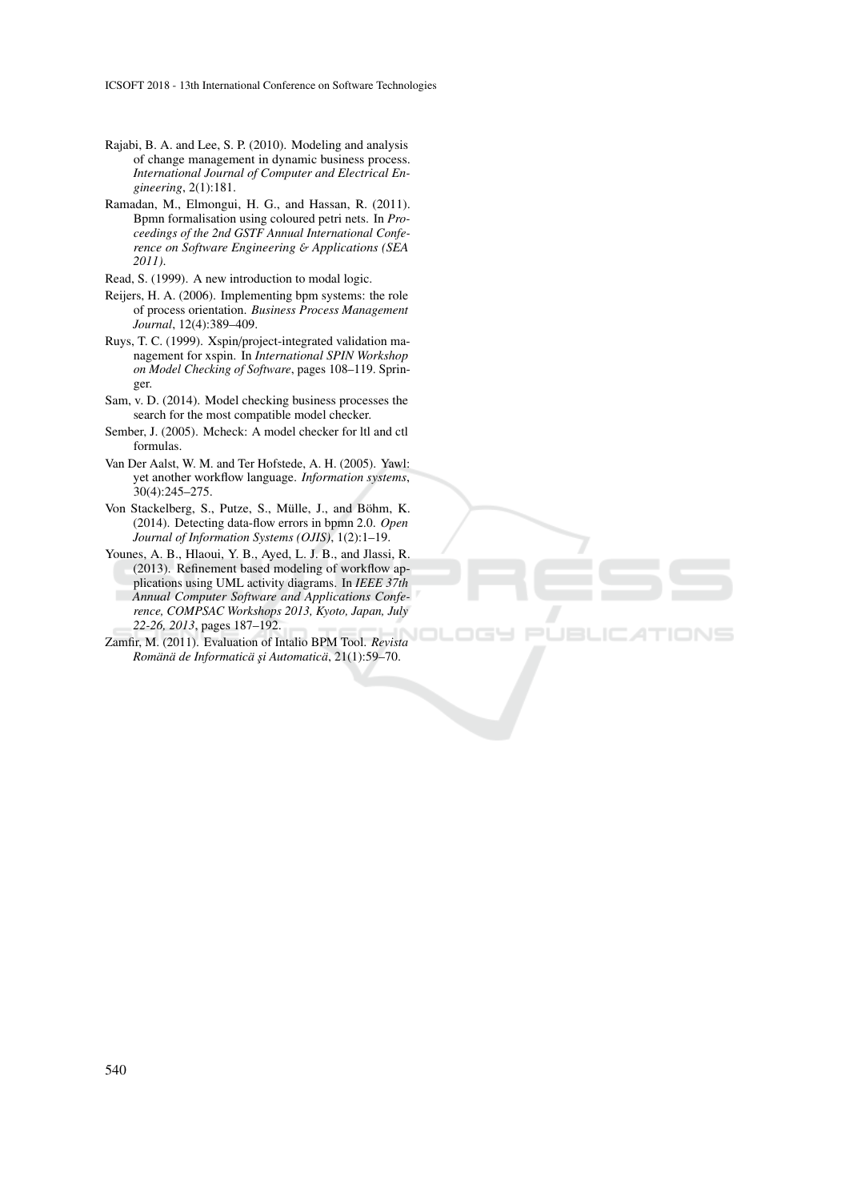Rajabi, B. A. and Lee, S. P. (2010). Modeling and analysis of change management in dynamic business process. *International Journal of Computer and Electrical Engineering*, 2(1):181.

Ramadan, M., Elmongui, H. G., and Hassan, R. (2011). Bpmn formalisation using coloured petri nets. In *Proceedings of the 2nd GSTF Annual International Conference on Software Engineering & Applications (SEA 2011)*.

Read, S. (1999). A new introduction to modal logic.

Reijers, H. A. (2006). Implementing bpm systems: the role of process orientation. *Business Process Management Journal*, 12(4):389–409.

Ruys, T. C. (1999). Xspin/project-integrated validation management for xspin. In *International SPIN Workshop on Model Checking of Software*, pages 108–119. Springer.

Sam, v. D. (2014). Model checking business processes the search for the most compatible model checker.

Sember, J. (2005). Mcheck: A model checker for ltl and ctl formulas.

Van Der Aalst, W. M. and Ter Hofstede, A. H. (2005). Yawl: yet another workflow language. *Information systems*, 30(4):245–275.

Von Stackelberg, S., Putze, S., Mülle, J., and Böhm, K. (2014). Detecting data-flow errors in bpmn 2.0. *Open Journal of Information Systems (OJIS)*, 1(2):1–19.

Younes, A. B., Hlaoui, Y. B., Ayed, L. J. B., and Jlassi, R. (2013). Refinement based modeling of workflow applications using UML activity diagrams. In *IEEE 37th Annual Computer Software and Applications Conference, COMPSAC Workshops 2013, Kyoto, Japan, July 22-26, 2013*, pages 187–192.

Zamfir, M. (2011). Evaluation of Intalio BPM Tool. *Revista Românä de Informaticä şi Automaticä*, 21(1):59–70.